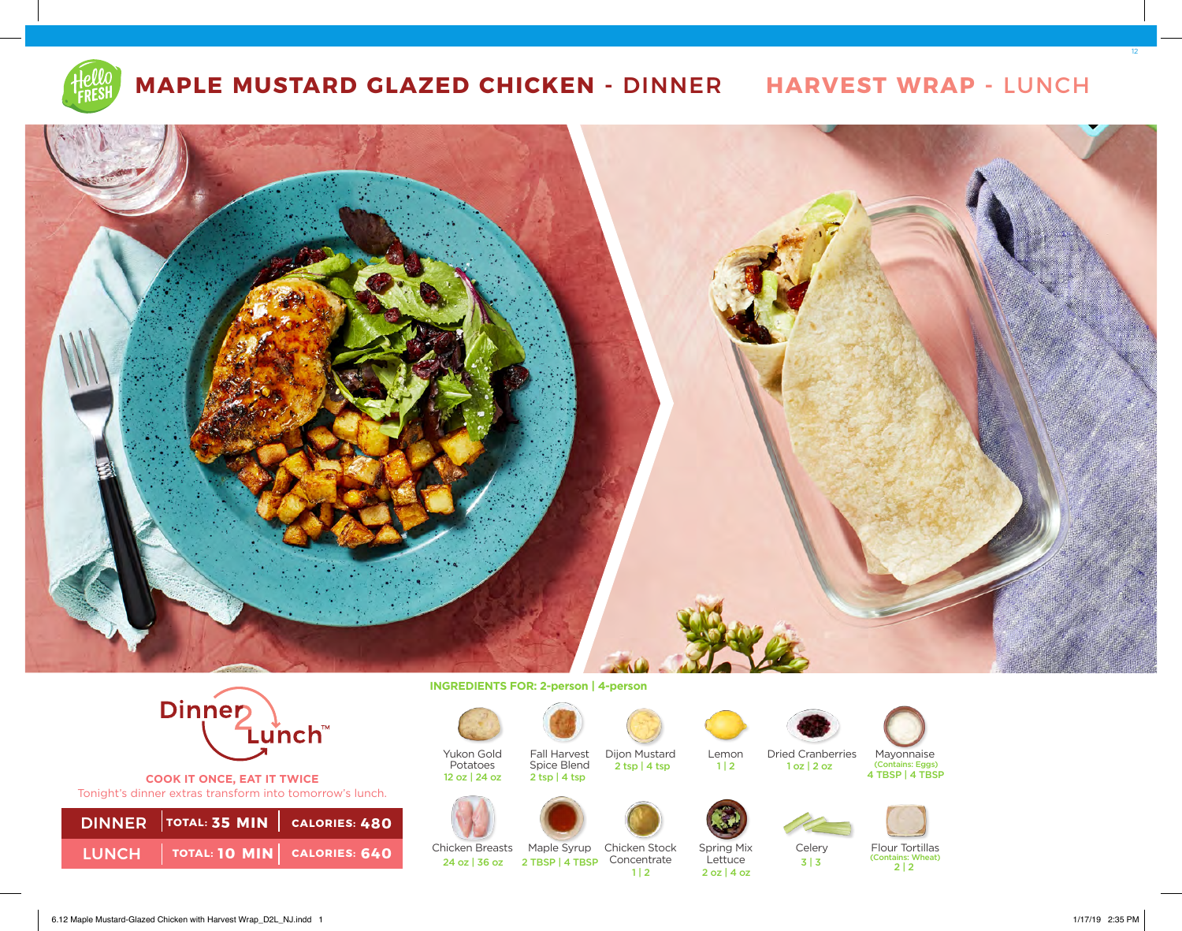# MAPLE MUSTARD GLAZED CHICKEN - DINNER

# HARVEST WRAP - LUNCH

Dinner2Lunch™

**COOK IT ONCE, EAT IT TWICE**

Tonight's dinner extras transform into tomorrow's lunch.

| | | |
|---|---|---|
| DINNER | TOTAL: 35 MIN | CALORIES: 480 |
| LUNCH | TOTAL: 10 MIN | CALORIES: 640 |

**INGREDIENTS FOR: 2-person | 4-person**

- Yukon Gold Potatoes — 12 oz | 24 oz
- Fall Harvest Spice Blend — 2 tsp | 4 tsp
- Dijon Mustard — 2 tsp | 4 tsp
- Lemon — 1 | 2
- Dried Cranberries — 1 oz | 2 oz
- Mayonnaise (Contains: Eggs) — 4 TBSP | 4 TBSP
- Chicken Breasts — 24 oz | 36 oz
- Maple Syrup — 2 TBSP | 4 TBSP
- Chicken Stock Concentrate — 1 | 2
- Spring Mix Lettuce — 2 oz | 4 oz
- Celery — 3 | 3
- Flour Tortillas (Contains: Wheat) — 2 | 2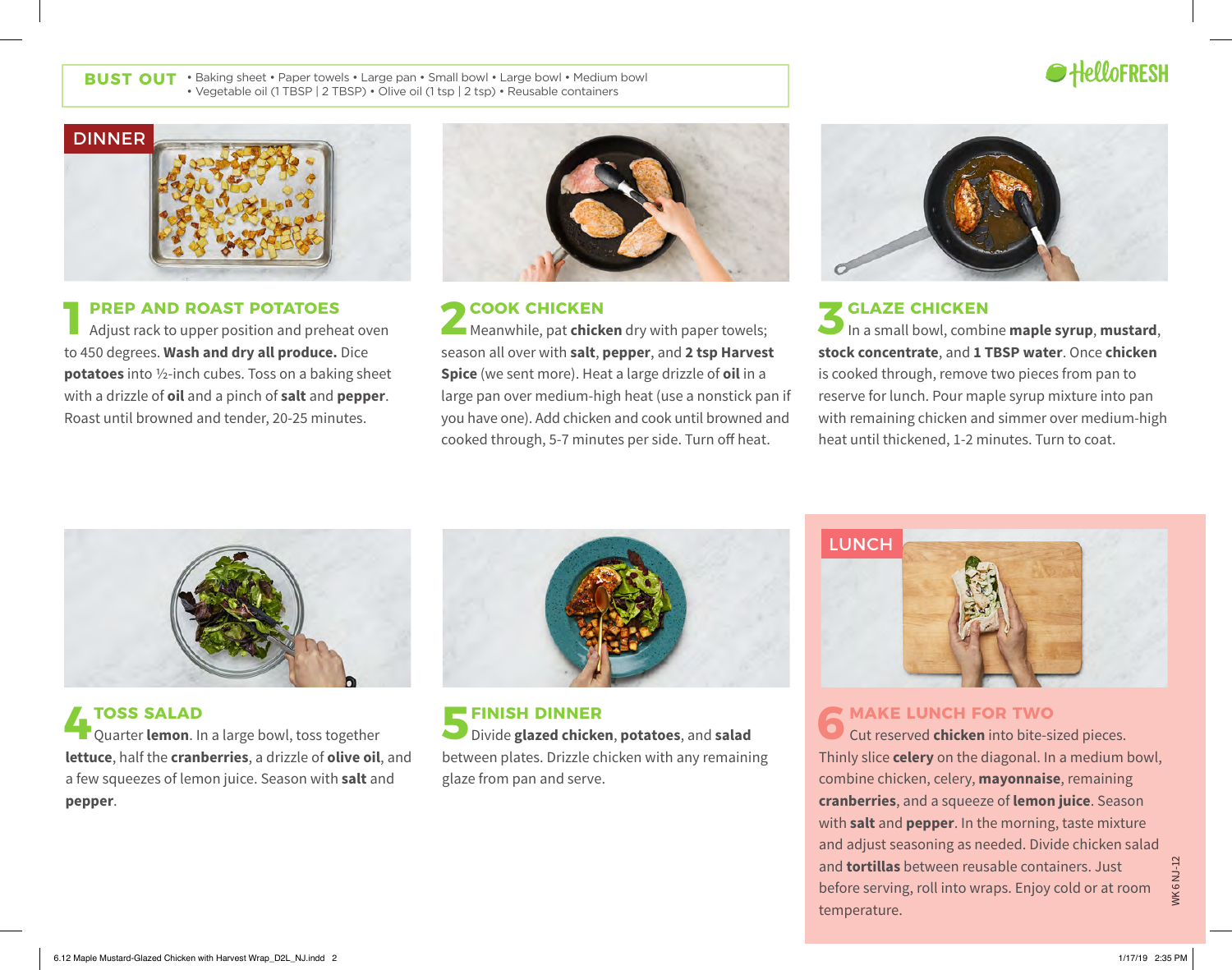**BUST OUT**
- Baking sheet • Paper towels • Large pan • Small bowl • Large bowl • Medium bowl
- Vegetable oil (1 TBSP | 2 TBSP) • Olive oil (1 tsp | 2 tsp) • Reusable containers

## DINNER

### 1 PREP AND ROAST POTATOES

Adjust rack to upper position and preheat oven to 450 degrees. **Wash and dry all produce.** Dice **potatoes** into ½-inch cubes. Toss on a baking sheet with a drizzle of **oil** and a pinch of **salt** and **pepper**. Roast until browned and tender, 20-25 minutes.

### 2 COOK CHICKEN

Meanwhile, pat **chicken** dry with paper towels; season all over with **salt**, **pepper**, and **2 tsp Harvest Spice** (we sent more). Heat a large drizzle of **oil** in a large pan over medium-high heat (use a nonstick pan if you have one). Add chicken and cook until browned and cooked through, 5-7 minutes per side. Turn off heat.

### 3 GLAZE CHICKEN

In a small bowl, combine **maple syrup**, **mustard**, **stock concentrate**, and **1 TBSP water**. Once **chicken** is cooked through, remove two pieces from pan to reserve for lunch. Pour maple syrup mixture into pan with remaining chicken and simmer over medium-high heat until thickened, 1-2 minutes. Turn to coat.

### 4 TOSS SALAD

Quarter **lemon**. In a large bowl, toss together **lettuce**, half the **cranberries**, a drizzle of **olive oil**, and a few squeezes of lemon juice. Season with **salt** and **pepper**.

### 5 FINISH DINNER

Divide **glazed chicken**, **potatoes**, and **salad** between plates. Drizzle chicken with any remaining glaze from pan and serve.

## LUNCH

### 6 MAKE LUNCH FOR TWO

Cut reserved **chicken** into bite-sized pieces. Thinly slice **celery** on the diagonal. In a medium bowl, combine chicken, celery, **mayonnaise**, remaining **cranberries**, and a squeeze of **lemon juice**. Season with **salt** and **pepper**. In the morning, taste mixture and adjust seasoning as needed. Divide chicken salad and **tortillas** between reusable containers. Just before serving, roll into wraps. Enjoy cold or at room temperature.

WK 6 NJ-12